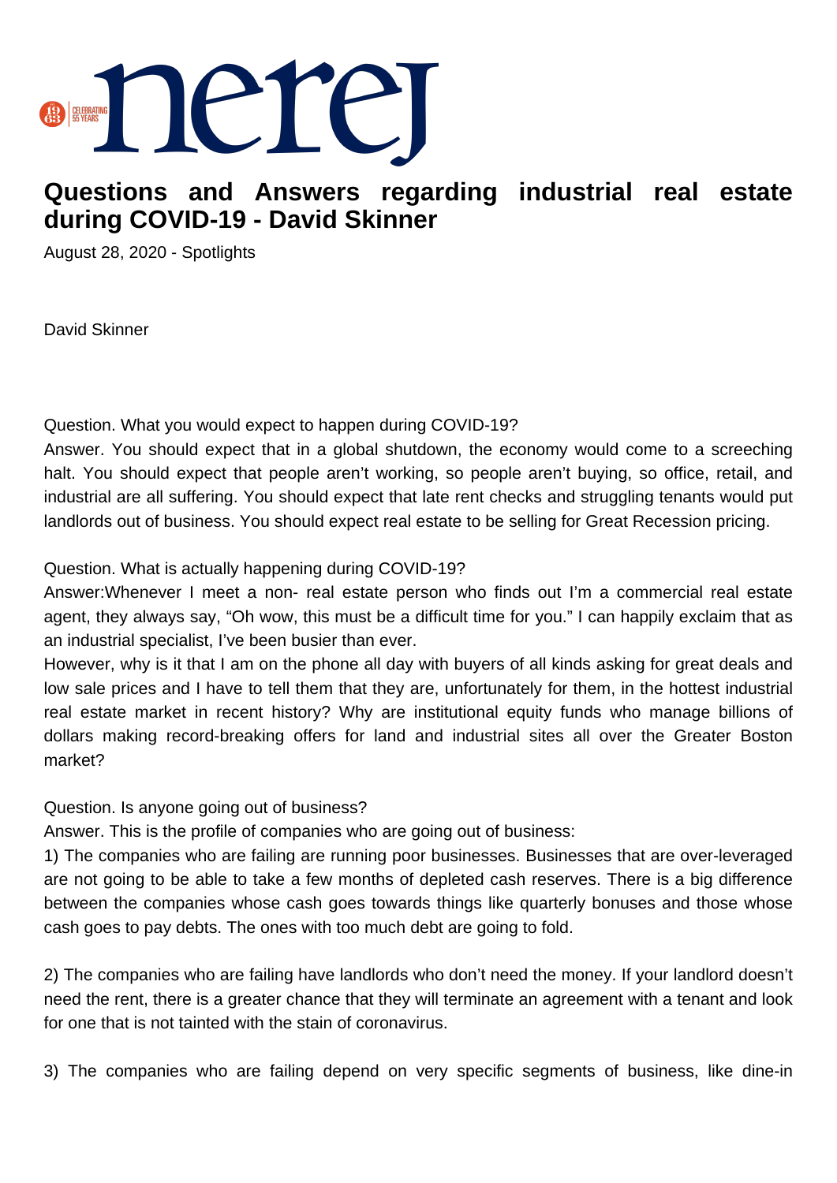# Questions and Answers regarding industrial real estate during COVID-19 - David Skinner

August 28, 2020 - Spotlights

David Skinner

Question. What you would expect to happen during COVID-19?

Answer. You should expect that in a global shutdown, the economy would come to a screeching halt. You should expect that people aren't working, so people aren't buying, so office, retail, and industrial are all suffering. You should expect that late rent checks and struggling tenants would put landlords out of business. You should expect real estate to be selling for Great Recession pricing.

Question. What is actually happening during COVID-19?

Answer:Whenever I meet a non- real estate person who finds out I'm a commercial real estate agent, they always say, "Oh wow, this must be a difficult time for you." I can happily exclaim that as an industrial specialist, I've been busier than ever.

However, why is it that I am on the phone all day with buyers of all kinds asking for great deals and low sale prices and I have to tell them that they are, unfortunately for them, in the hottest industrial real estate market in recent history? Why are institutional equity funds who manage billions of dollars making record-breaking offers for land and industrial sites all over the Greater Boston market?

Question. Is anyone going out of business?

Answer. This is the profile of companies who are going out of business:

1) The companies who are failing are running poor businesses. Businesses that are over-leveraged are not going to be able to take a few months of depleted cash reserves. There is a big difference between the companies whose cash goes towards things like quarterly bonuses and those whose cash goes to pay debts. The ones with too much debt are going to fold.

2) The companies who are failing have landlords who don't need the money. If your landlord doesn't need the rent, there is a greater chance that they will terminate an agreement with a tenant and look for one that is not tainted with the stain of coronavirus.

3) The companies who are failing depend on very specific segments of business, like dine-in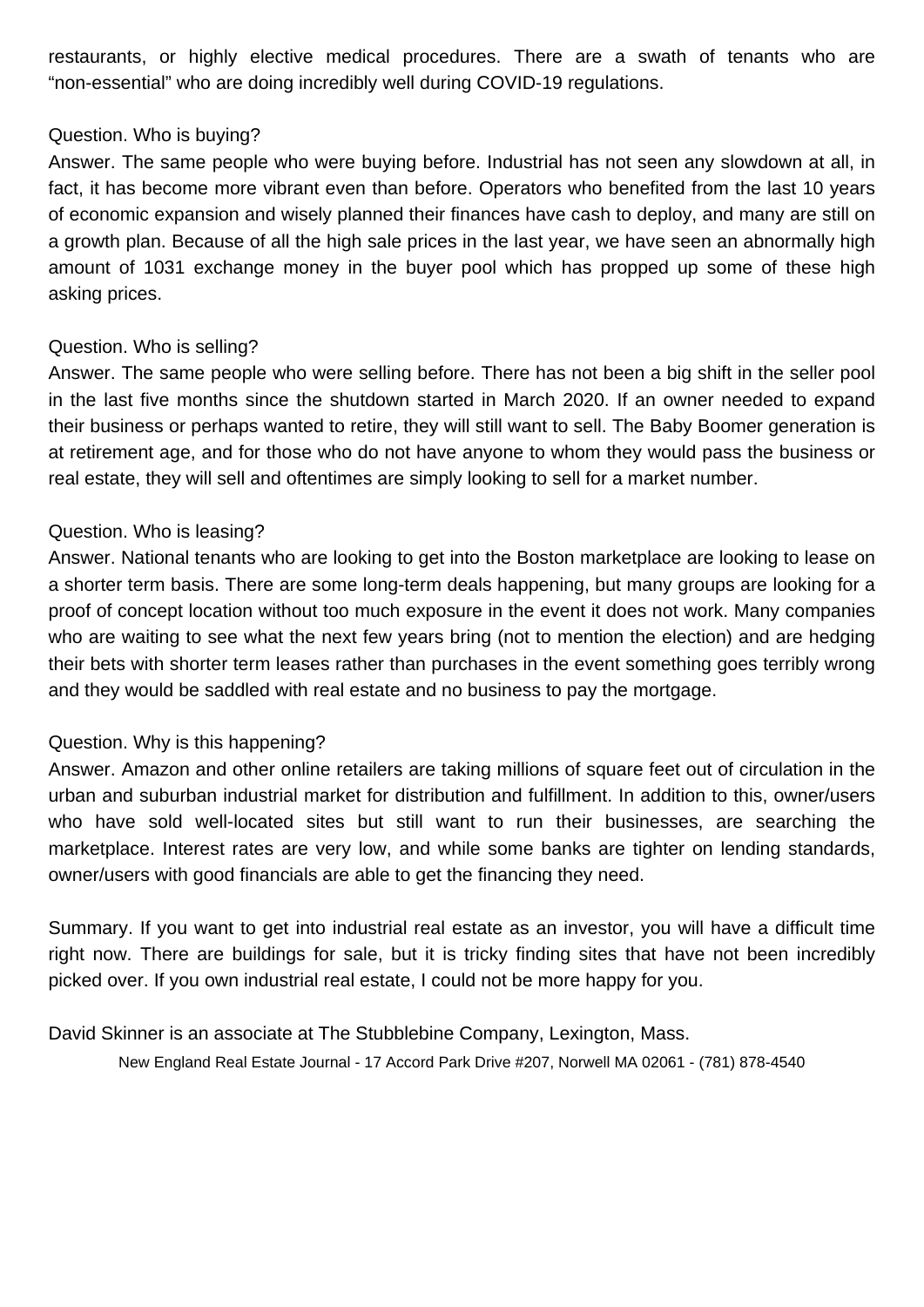restaurants, or highly elective medical procedures. There are a swath of tenants who are "non-essential" who are doing incredibly well during COVID-19 regulations.

Question. Who is buying?

Answer. The same people who were buying before. Industrial has not seen any slowdown at all, in fact, it has become more vibrant even than before. Operators who benefited from the last 10 years of economic expansion and wisely planned their finances have cash to deploy, and many are still on a growth plan. Because of all the high sale prices in the last year, we have seen an abnormally high amount of 1031 exchange money in the buyer pool which has propped up some of these high asking prices.

Question. Who is selling?

Answer. The same people who were selling before. There has not been a big shift in the seller pool in the last five months since the shutdown started in March 2020. If an owner needed to expand their business or perhaps wanted to retire, they will still want to sell. The Baby Boomer generation is at retirement age, and for those who do not have anyone to whom they would pass the business or real estate, they will sell and oftentimes are simply looking to sell for a market number.

Question. Who is leasing?

Answer. National tenants who are looking to get into the Boston marketplace are looking to lease on a shorter term basis. There are some long-term deals happening, but many groups are looking for a proof of concept location without too much exposure in the event it does not work. Many companies who are waiting to see what the next few years bring (not to mention the election) and are hedging their bets with shorter term leases rather than purchases in the event something goes terribly wrong and they would be saddled with real estate and no business to pay the mortgage.

Question. Why is this happening?

Answer. Amazon and other online retailers are taking millions of square feet out of circulation in the urban and suburban industrial market for distribution and fulfillment. In addition to this, owner/users who have sold well-located sites but still want to run their businesses, are searching the marketplace. Interest rates are very low, and while some banks are tighter on lending standards, owner/users with good financials are able to get the financing they need.

Summary. If you want to get into industrial real estate as an investor, you will have a difficult time right now. There are buildings for sale, but it is tricky finding sites that have not been incredibly picked over. If you own industrial real estate, I could not be more happy for you.

David Skinner is an associate at The Stubblebine Company, Lexington, Mass.